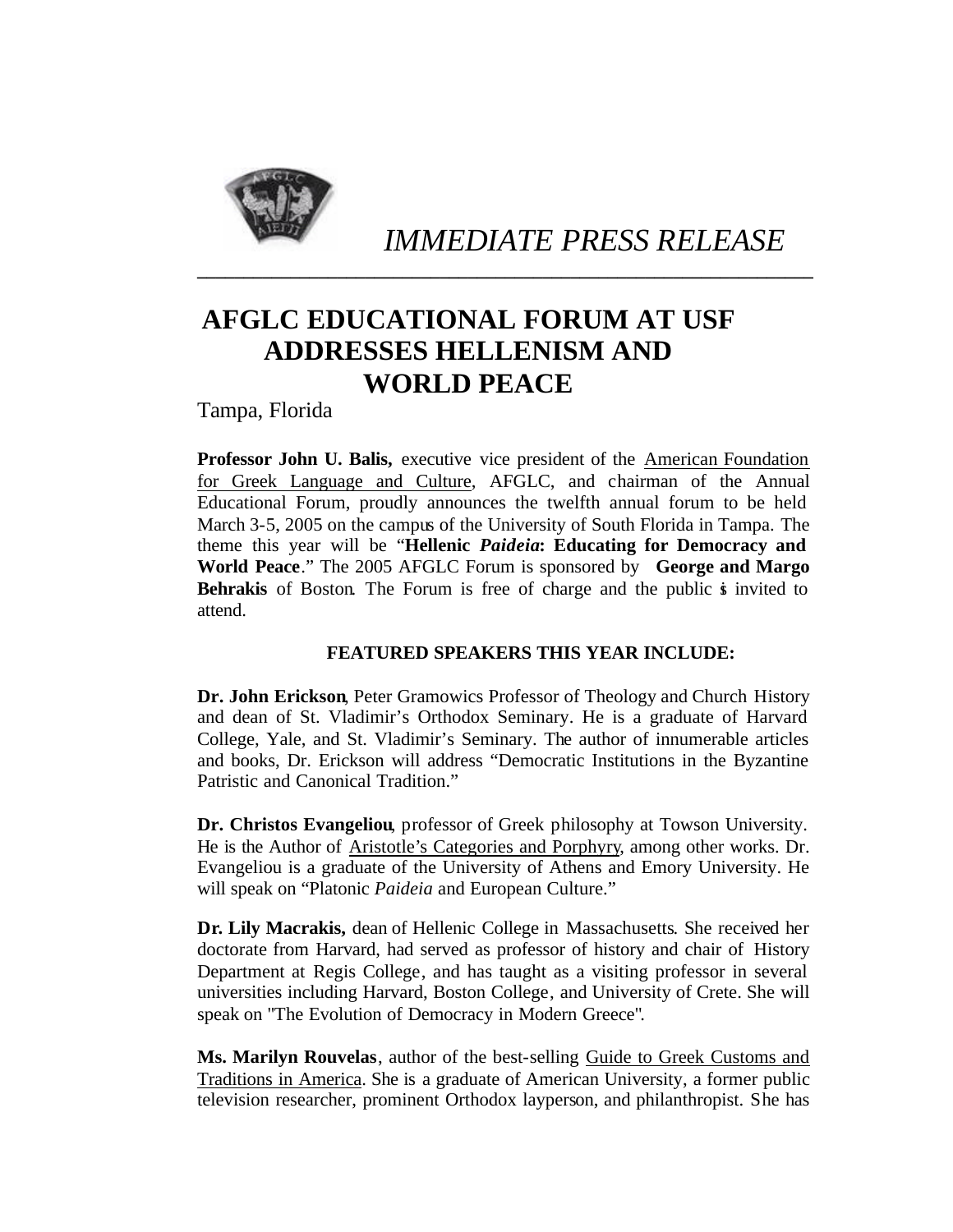*IMMEDIATE PRESS RELEASE*

---

# AFGLC EDUCATIONAL FORUM AT USF ADDRESSES HELLENISM AND WORLD PEACE

Tampa, Florida

**Professor John U. Balis,** executive vice president of the American Foundation for Greek Language and Culture, AFGLC, and chairman of the Annual Educational Forum, proudly announces the twelfth annual forum to be held March 3-5, 2005 on the campus of the University of South Florida in Tampa. The theme this year will be "**Hellenic *Paideia*: Educating for Democracy and World Peace**." The 2005 AFGLC Forum is sponsored by **George and Margo Behrakis** of Boston. The Forum is free of charge and the public is invited to attend.

**FEATURED SPEAKERS THIS YEAR INCLUDE:**

**Dr. John Erickson**, Peter Gramowics Professor of Theology and Church History and dean of St. Vladimir's Orthodox Seminary. He is a graduate of Harvard College, Yale, and St. Vladimir's Seminary. The author of innumerable articles and books, Dr. Erickson will address "Democratic Institutions in the Byzantine Patristic and Canonical Tradition."

**Dr. Christos Evangeliou**, professor of Greek philosophy at Towson University. He is the Author of Aristotle's Categories and Porphyry, among other works. Dr. Evangeliou is a graduate of the University of Athens and Emory University. He will speak on "Platonic *Paideia* and European Culture."

**Dr. Lily Macrakis,** dean of Hellenic College in Massachusetts. She received her doctorate from Harvard, had served as professor of history and chair of History Department at Regis College, and has taught as a visiting professor in several universities including Harvard, Boston College, and University of Crete. She will speak on "The Evolution of Democracy in Modern Greece".

**Ms. Marilyn Rouvelas**, author of the best-selling Guide to Greek Customs and Traditions in America. She is a graduate of American University, a former public television researcher, prominent Orthodox layperson, and philanthropist. She has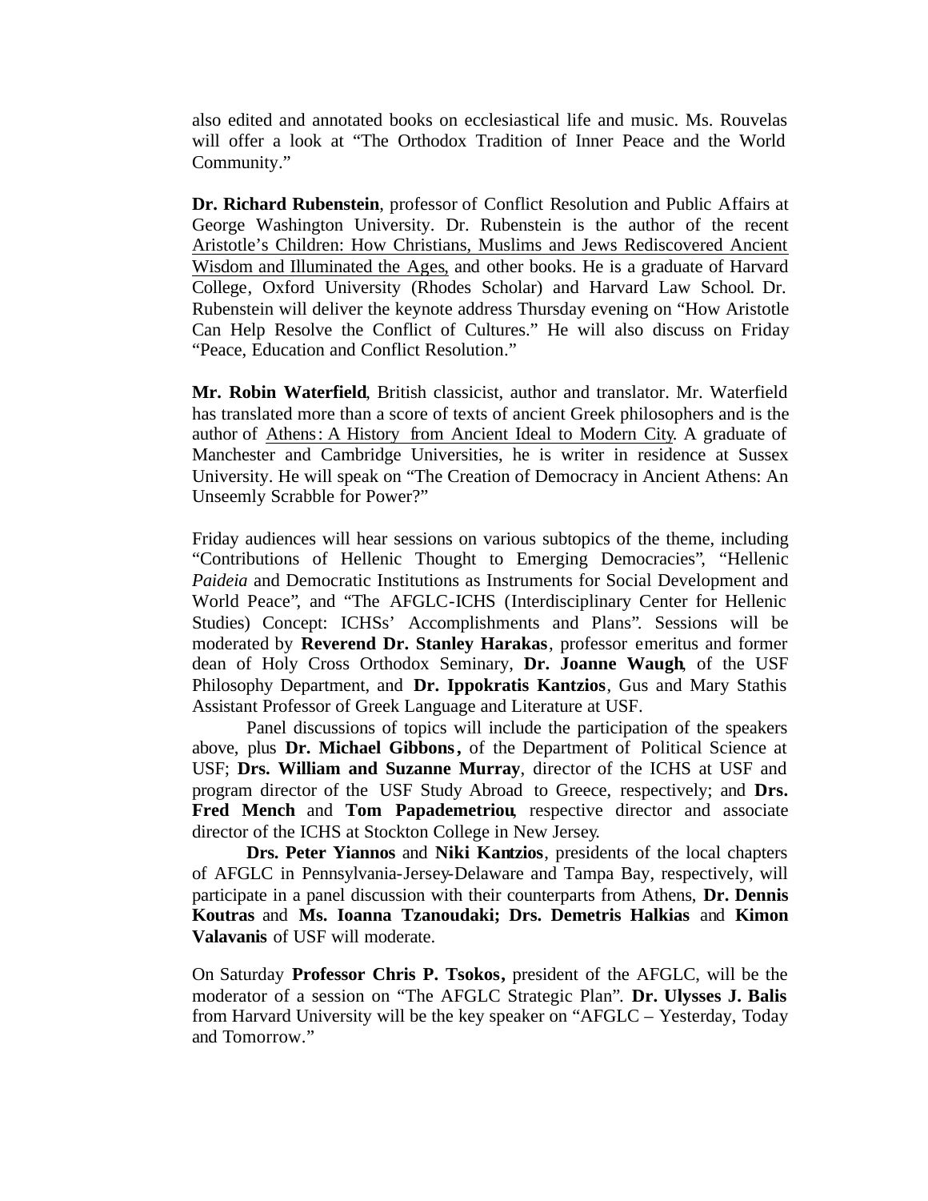also edited and annotated books on ecclesiastical life and music. Ms. Rouvelas will offer a look at "The Orthodox Tradition of Inner Peace and the World Community."

**Dr. Richard Rubenstein**, professor of Conflict Resolution and Public Affairs at George Washington University. Dr. Rubenstein is the author of the recent Aristotle's Children: How Christians, Muslims and Jews Rediscovered Ancient Wisdom and Illuminated the Ages, and other books. He is a graduate of Harvard College, Oxford University (Rhodes Scholar) and Harvard Law School. Dr. Rubenstein will deliver the keynote address Thursday evening on "How Aristotle Can Help Resolve the Conflict of Cultures." He will also discuss on Friday "Peace, Education and Conflict Resolution."

**Mr. Robin Waterfield**, British classicist, author and translator. Mr. Waterfield has translated more than a score of texts of ancient Greek philosophers and is the author of Athens: A History from Ancient Ideal to Modern City. A graduate of Manchester and Cambridge Universities, he is writer in residence at Sussex University. He will speak on "The Creation of Democracy in Ancient Athens: An Unseemly Scrabble for Power?"

Friday audiences will hear sessions on various subtopics of the theme, including "Contributions of Hellenic Thought to Emerging Democracies", "Hellenic *Paideia* and Democratic Institutions as Instruments for Social Development and World Peace", and "The AFGLC-ICHS (Interdisciplinary Center for Hellenic Studies) Concept: ICHSs' Accomplishments and Plans". Sessions will be moderated by **Reverend Dr. Stanley Harakas**, professor emeritus and former dean of Holy Cross Orthodox Seminary, **Dr. Joanne Waugh**, of the USF Philosophy Department, and **Dr. Ippokratis Kantzios**, Gus and Mary Stathis Assistant Professor of Greek Language and Literature at USF.

Panel discussions of topics will include the participation of the speakers above, plus **Dr. Michael Gibbons**, of the Department of Political Science at USF; **Drs. William and Suzanne Murray**, director of the ICHS at USF and program director of the USF Study Abroad to Greece, respectively; and **Drs. Fred Mench** and **Tom Papademetriou**, respective director and associate director of the ICHS at Stockton College in New Jersey.

**Drs. Peter Yiannos** and **Niki Kantzios**, presidents of the local chapters of AFGLC in Pennsylvania-Jersey-Delaware and Tampa Bay, respectively, will participate in a panel discussion with their counterparts from Athens, **Dr. Dennis Koutras** and **Ms. Ioanna Tzanoudaki; Drs. Demetris Halkias** and **Kimon Valavanis** of USF will moderate.

On Saturday **Professor Chris P. Tsokos,** president of the AFGLC, will be the moderator of a session on "The AFGLC Strategic Plan". **Dr. Ulysses J. Balis** from Harvard University will be the key speaker on "AFGLC – Yesterday, Today and Tomorrow."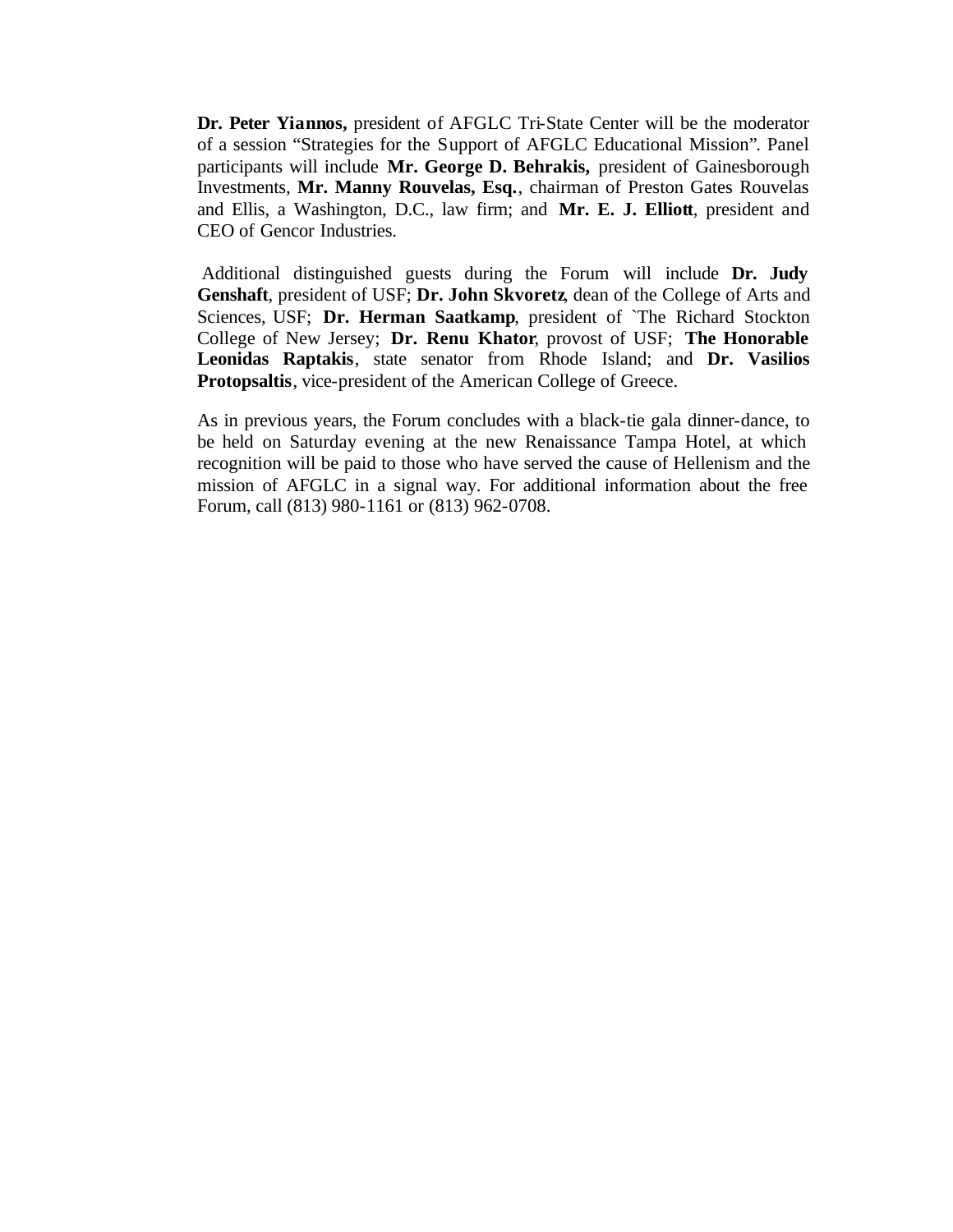**Dr. Peter Yiannos,** president of AFGLC Tri-State Center will be the moderator of a session "Strategies for the Support of AFGLC Educational Mission". Panel participants will include **Mr. George D. Behrakis,** president of Gainesborough Investments, **Mr. Manny Rouvelas, Esq.**, chairman of Preston Gates Rouvelas and Ellis, a Washington, D.C., law firm; and **Mr. E. J. Elliott**, president and CEO of Gencor Industries.

Additional distinguished guests during the Forum will include **Dr. Judy Genshaft**, president of USF; **Dr. John Skvoretz**, dean of the College of Arts and Sciences, USF; **Dr. Herman Saatkamp**, president of `The Richard Stockton College of New Jersey; **Dr. Renu Khator**, provost of USF; **The Honorable Leonidas Raptakis**, state senator from Rhode Island; and **Dr. Vasilios Protopsaltis**, vice-president of the American College of Greece.

As in previous years, the Forum concludes with a black-tie gala dinner-dance, to be held on Saturday evening at the new Renaissance Tampa Hotel, at which recognition will be paid to those who have served the cause of Hellenism and the mission of AFGLC in a signal way. For additional information about the free Forum, call (813) 980-1161 or (813) 962-0708.